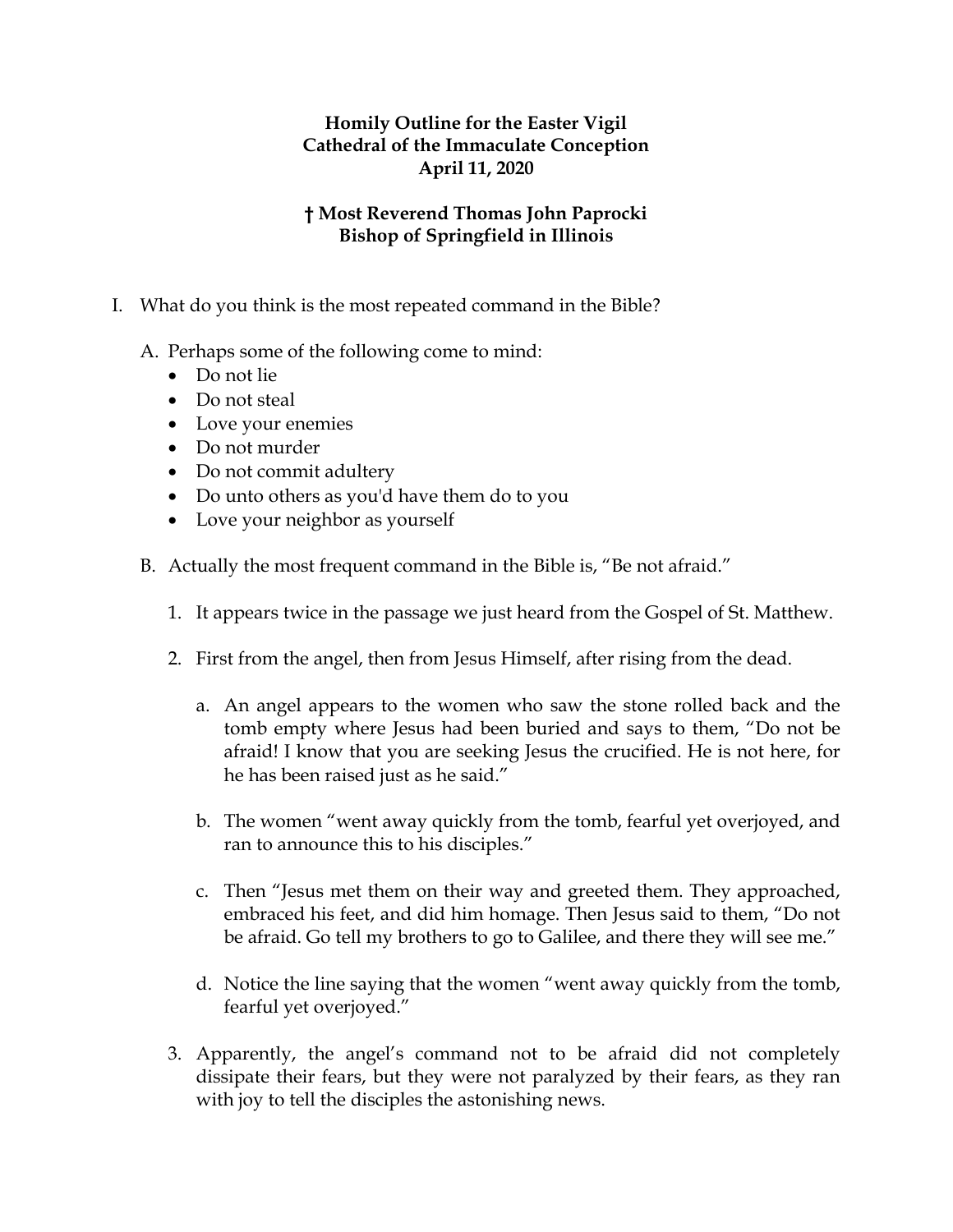**Homily Outline for the Easter Vigil**
**Cathedral of the Immaculate Conception**
**April 11, 2020**

**† Most Reverend Thomas John Paprocki**
**Bishop of Springfield in Illinois**

I. What do you think is the most repeated command in the Bible?

   A. Perhaps some of the following come to mind:
      - Do not lie
      - Do not steal
      - Love your enemies
      - Do not murder
      - Do not commit adultery
      - Do unto others as you'd have them do to you
      - Love your neighbor as yourself

   B. Actually the most frequent command in the Bible is, "Be not afraid."

      1. It appears twice in the passage we just heard from the Gospel of St. Matthew.

      2. First from the angel, then from Jesus Himself, after rising from the dead.

         a. An angel appears to the women who saw the stone rolled back and the tomb empty where Jesus had been buried and says to them, "Do not be afraid! I know that you are seeking Jesus the crucified. He is not here, for he has been raised just as he said."

         b. The women "went away quickly from the tomb, fearful yet overjoyed, and ran to announce this to his disciples."

         c. Then "Jesus met them on their way and greeted them. They approached, embraced his feet, and did him homage. Then Jesus said to them, "Do not be afraid. Go tell my brothers to go to Galilee, and there they will see me."

         d. Notice the line saying that the women "went away quickly from the tomb, fearful yet overjoyed."

      3. Apparently, the angel's command not to be afraid did not completely dissipate their fears, but they were not paralyzed by their fears, as they ran with joy to tell the disciples the astonishing news.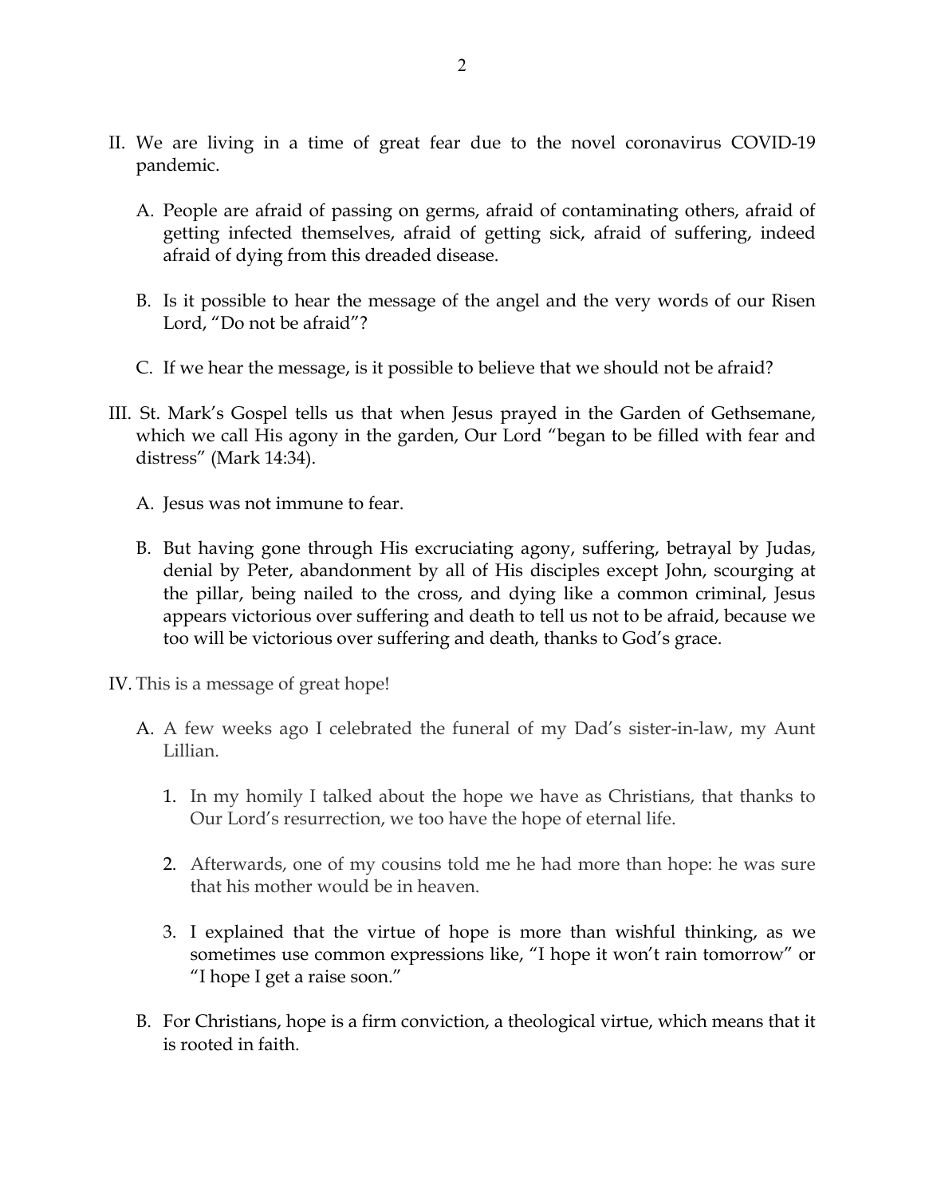II. We are living in a time of great fear due to the novel coronavirus COVID-19 pandemic.

   A. People are afraid of passing on germs, afraid of contaminating others, afraid of getting infected themselves, afraid of getting sick, afraid of suffering, indeed afraid of dying from this dreaded disease.

   B. Is it possible to hear the message of the angel and the very words of our Risen Lord, "Do not be afraid"?

   C. If we hear the message, is it possible to believe that we should not be afraid?

III. St. Mark's Gospel tells us that when Jesus prayed in the Garden of Gethsemane, which we call His agony in the garden, Our Lord "began to be filled with fear and distress" (Mark 14:34).

   A. Jesus was not immune to fear.

   B. But having gone through His excruciating agony, suffering, betrayal by Judas, denial by Peter, abandonment by all of His disciples except John, scourging at the pillar, being nailed to the cross, and dying like a common criminal, Jesus appears victorious over suffering and death to tell us not to be afraid, because we too will be victorious over suffering and death, thanks to God's grace.

IV. This is a message of great hope!

   A. A few weeks ago I celebrated the funeral of my Dad's sister-in-law, my Aunt Lillian.

      1. In my homily I talked about the hope we have as Christians, that thanks to Our Lord's resurrection, we too have the hope of eternal life.

      2. Afterwards, one of my cousins told me he had more than hope: he was sure that his mother would be in heaven.

      3. I explained that the virtue of hope is more than wishful thinking, as we sometimes use common expressions like, "I hope it won't rain tomorrow" or "I hope I get a raise soon."

   B. For Christians, hope is a firm conviction, a theological virtue, which means that it is rooted in faith.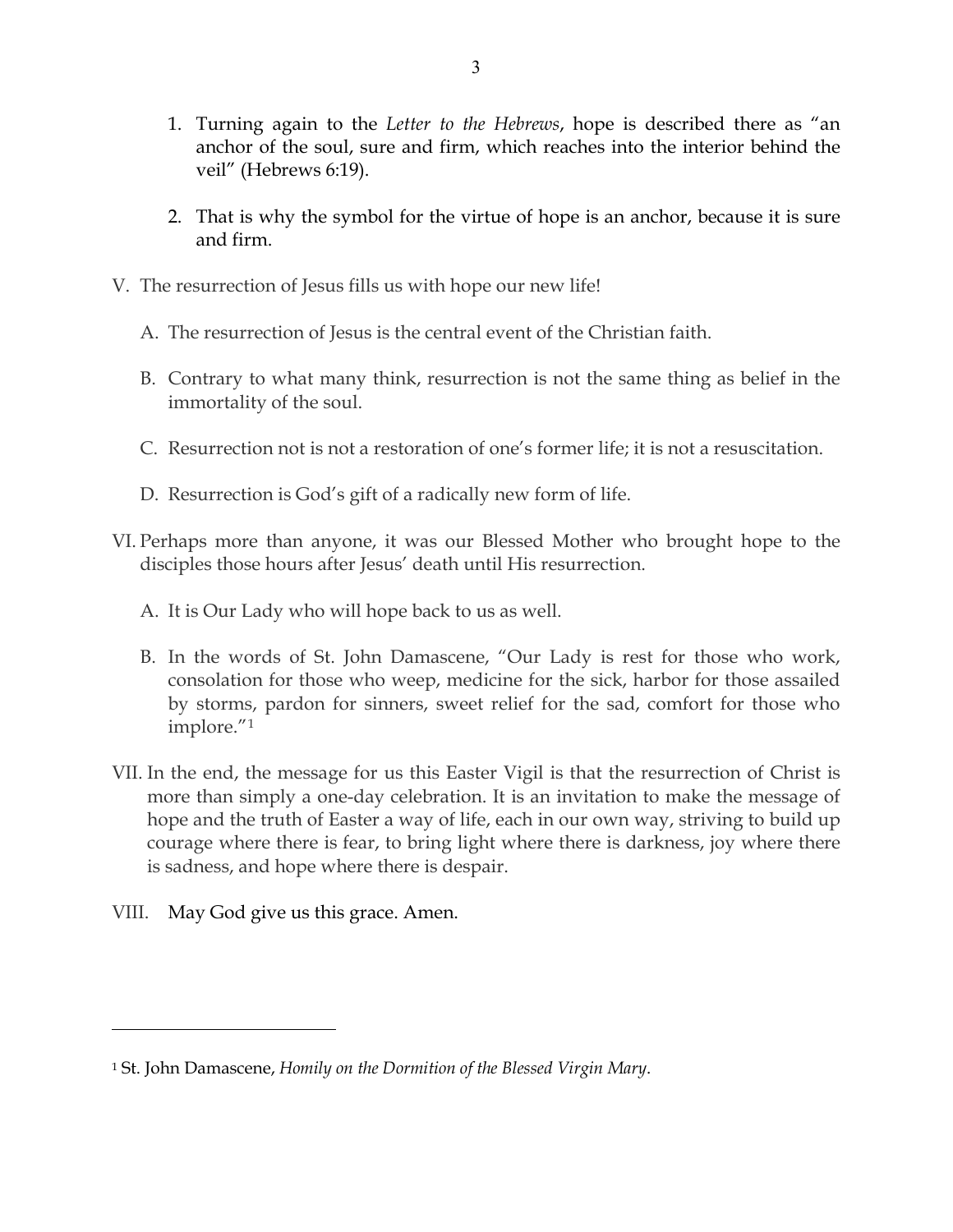1. Turning again to the *Letter to the Hebrews*, hope is described there as "an anchor of the soul, sure and firm, which reaches into the interior behind the veil" (Hebrews 6:19).

2. That is why the symbol for the virtue of hope is an anchor, because it is sure and firm.

V. The resurrection of Jesus fills us with hope our new life!

   A. The resurrection of Jesus is the central event of the Christian faith.

   B. Contrary to what many think, resurrection is not the same thing as belief in the immortality of the soul.

   C. Resurrection not is not a restoration of one's former life; it is not a resuscitation.

   D. Resurrection is God's gift of a radically new form of life.

VI. Perhaps more than anyone, it was our Blessed Mother who brought hope to the disciples those hours after Jesus' death until His resurrection.

   A. It is Our Lady who will hope back to us as well.

   B. In the words of St. John Damascene, "Our Lady is rest for those who work, consolation for those who weep, medicine for the sick, harbor for those assailed by storms, pardon for sinners, sweet relief for the sad, comfort for those who implore."[1]

VII. In the end, the message for us this Easter Vigil is that the resurrection of Christ is more than simply a one-day celebration. It is an invitation to make the message of hope and the truth of Easter a way of life, each in our own way, striving to build up courage where there is fear, to bring light where there is darkness, joy where there is sadness, and hope where there is despair.

VIII. May God give us this grace. Amen.

---

[1] St. John Damascene, *Homily on the Dormition of the Blessed Virgin Mary*.